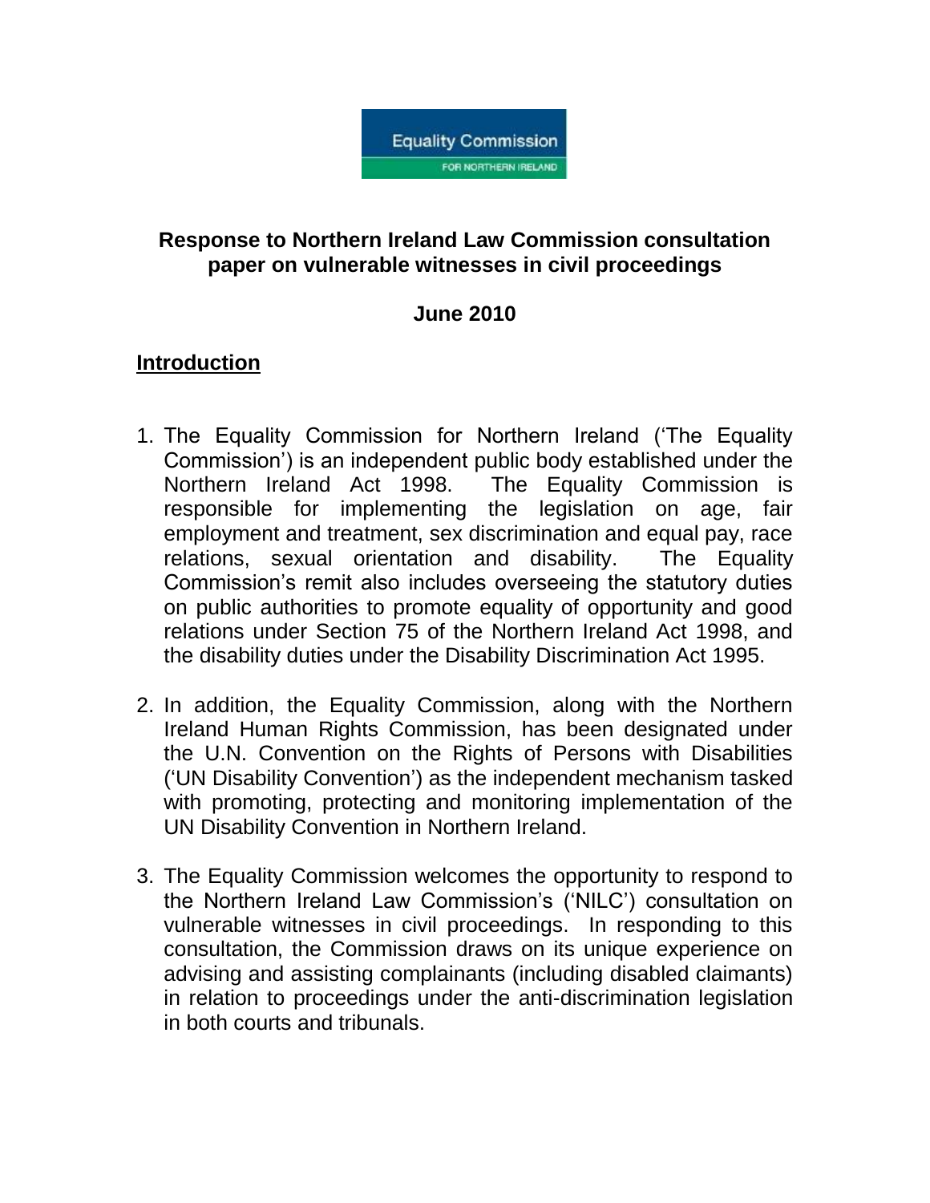Equality Commission
FOR NORTHERN IRELAND

# Response to Northern Ireland Law Commission consultation paper on vulnerable witnesses in civil proceedings

**June 2010**

## Introduction

1. The Equality Commission for Northern Ireland ('The Equality Commission') is an independent public body established under the Northern Ireland Act 1998. The Equality Commission is responsible for implementing the legislation on age, fair employment and treatment, sex discrimination and equal pay, race relations, sexual orientation and disability. The Equality Commission's remit also includes overseeing the statutory duties on public authorities to promote equality of opportunity and good relations under Section 75 of the Northern Ireland Act 1998, and the disability duties under the Disability Discrimination Act 1995.

2. In addition, the Equality Commission, along with the Northern Ireland Human Rights Commission, has been designated under the U.N. Convention on the Rights of Persons with Disabilities ('UN Disability Convention') as the independent mechanism tasked with promoting, protecting and monitoring implementation of the UN Disability Convention in Northern Ireland.

3. The Equality Commission welcomes the opportunity to respond to the Northern Ireland Law Commission's ('NILC') consultation on vulnerable witnesses in civil proceedings. In responding to this consultation, the Commission draws on its unique experience on advising and assisting complainants (including disabled claimants) in relation to proceedings under the anti-discrimination legislation in both courts and tribunals.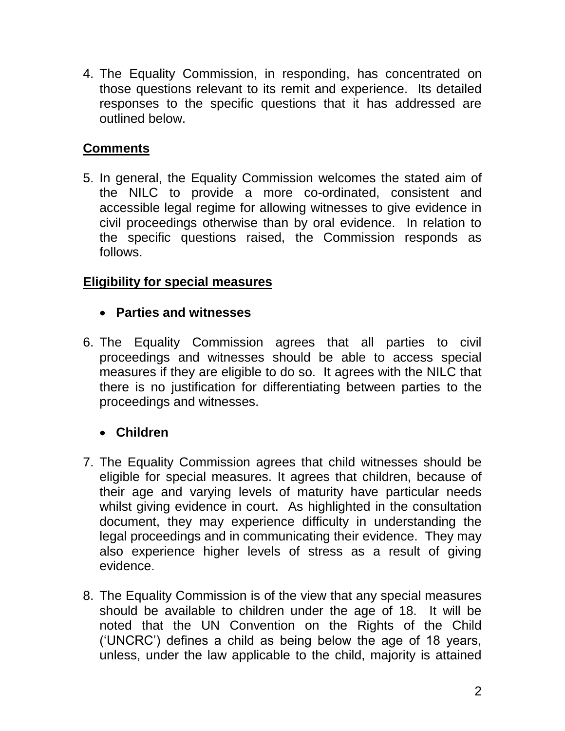4. The Equality Commission, in responding, has concentrated on those questions relevant to its remit and experience. Its detailed responses to the specific questions that it has addressed are outlined below.

## Comments

5. In general, the Equality Commission welcomes the stated aim of the NILC to provide a more co-ordinated, consistent and accessible legal regime for allowing witnesses to give evidence in civil proceedings otherwise than by oral evidence. In relation to the specific questions raised, the Commission responds as follows.

## Eligibility for special measures

- **Parties and witnesses**

6. The Equality Commission agrees that all parties to civil proceedings and witnesses should be able to access special measures if they are eligible to do so. It agrees with the NILC that there is no justification for differentiating between parties to the proceedings and witnesses.

- **Children**

7. The Equality Commission agrees that child witnesses should be eligible for special measures. It agrees that children, because of their age and varying levels of maturity have particular needs whilst giving evidence in court. As highlighted in the consultation document, they may experience difficulty in understanding the legal proceedings and in communicating their evidence. They may also experience higher levels of stress as a result of giving evidence.

8. The Equality Commission is of the view that any special measures should be available to children under the age of 18. It will be noted that the UN Convention on the Rights of the Child ('UNCRC') defines a child as being below the age of 18 years, unless, under the law applicable to the child, majority is attained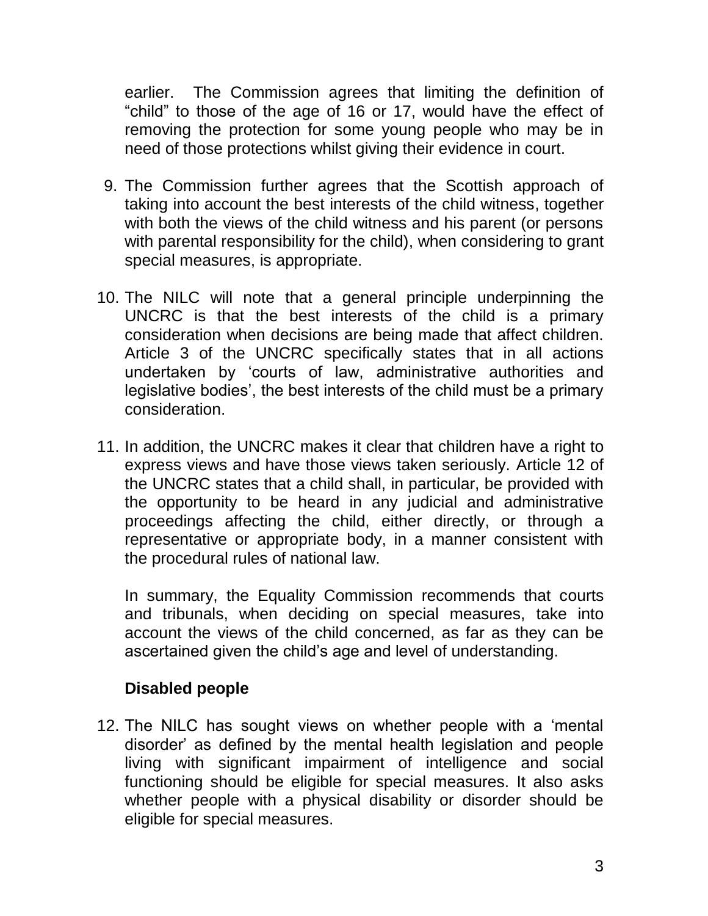earlier. The Commission agrees that limiting the definition of "child" to those of the age of 16 or 17, would have the effect of removing the protection for some young people who may be in need of those protections whilst giving their evidence in court.

9. The Commission further agrees that the Scottish approach of taking into account the best interests of the child witness, together with both the views of the child witness and his parent (or persons with parental responsibility for the child), when considering to grant special measures, is appropriate.

10. The NILC will note that a general principle underpinning the UNCRC is that the best interests of the child is a primary consideration when decisions are being made that affect children. Article 3 of the UNCRC specifically states that in all actions undertaken by 'courts of law, administrative authorities and legislative bodies', the best interests of the child must be a primary consideration.

11. In addition, the UNCRC makes it clear that children have a right to express views and have those views taken seriously. Article 12 of the UNCRC states that a child shall, in particular, be provided with the opportunity to be heard in any judicial and administrative proceedings affecting the child, either directly, or through a representative or appropriate body, in a manner consistent with the procedural rules of national law.

    In summary, the Equality Commission recommends that courts and tribunals, when deciding on special measures, take into account the views of the child concerned, as far as they can be ascertained given the child's age and level of understanding.

### Disabled people

12. The NILC has sought views on whether people with a 'mental disorder' as defined by the mental health legislation and people living with significant impairment of intelligence and social functioning should be eligible for special measures. It also asks whether people with a physical disability or disorder should be eligible for special measures.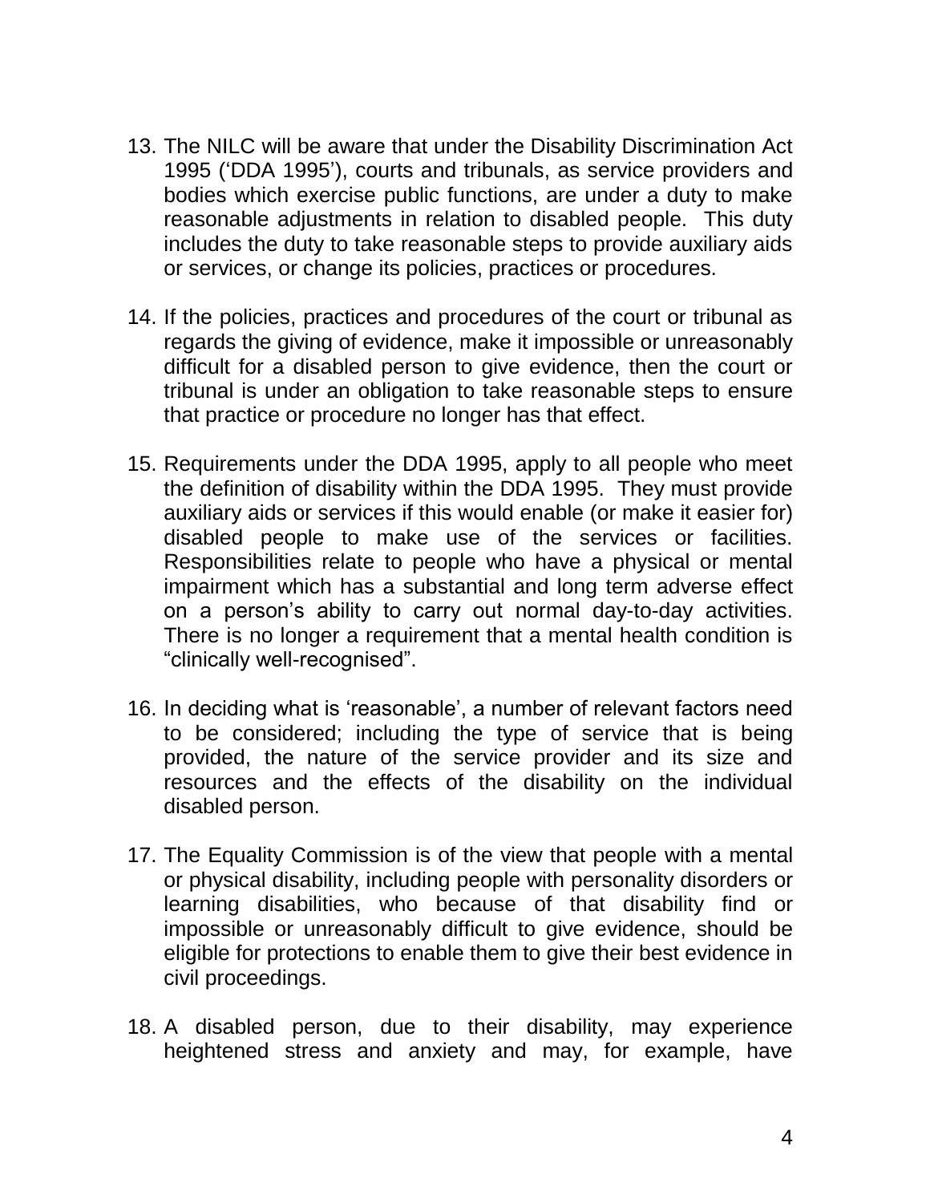13. The NILC will be aware that under the Disability Discrimination Act 1995 ('DDA 1995'), courts and tribunals, as service providers and bodies which exercise public functions, are under a duty to make reasonable adjustments in relation to disabled people. This duty includes the duty to take reasonable steps to provide auxiliary aids or services, or change its policies, practices or procedures.

14. If the policies, practices and procedures of the court or tribunal as regards the giving of evidence, make it impossible or unreasonably difficult for a disabled person to give evidence, then the court or tribunal is under an obligation to take reasonable steps to ensure that practice or procedure no longer has that effect.

15. Requirements under the DDA 1995, apply to all people who meet the definition of disability within the DDA 1995. They must provide auxiliary aids or services if this would enable (or make it easier for) disabled people to make use of the services or facilities. Responsibilities relate to people who have a physical or mental impairment which has a substantial and long term adverse effect on a person's ability to carry out normal day-to-day activities. There is no longer a requirement that a mental health condition is "clinically well-recognised".

16. In deciding what is 'reasonable', a number of relevant factors need to be considered; including the type of service that is being provided, the nature of the service provider and its size and resources and the effects of the disability on the individual disabled person.

17. The Equality Commission is of the view that people with a mental or physical disability, including people with personality disorders or learning disabilities, who because of that disability find or impossible or unreasonably difficult to give evidence, should be eligible for protections to enable them to give their best evidence in civil proceedings.

18. A disabled person, due to their disability, may experience heightened stress and anxiety and may, for example, have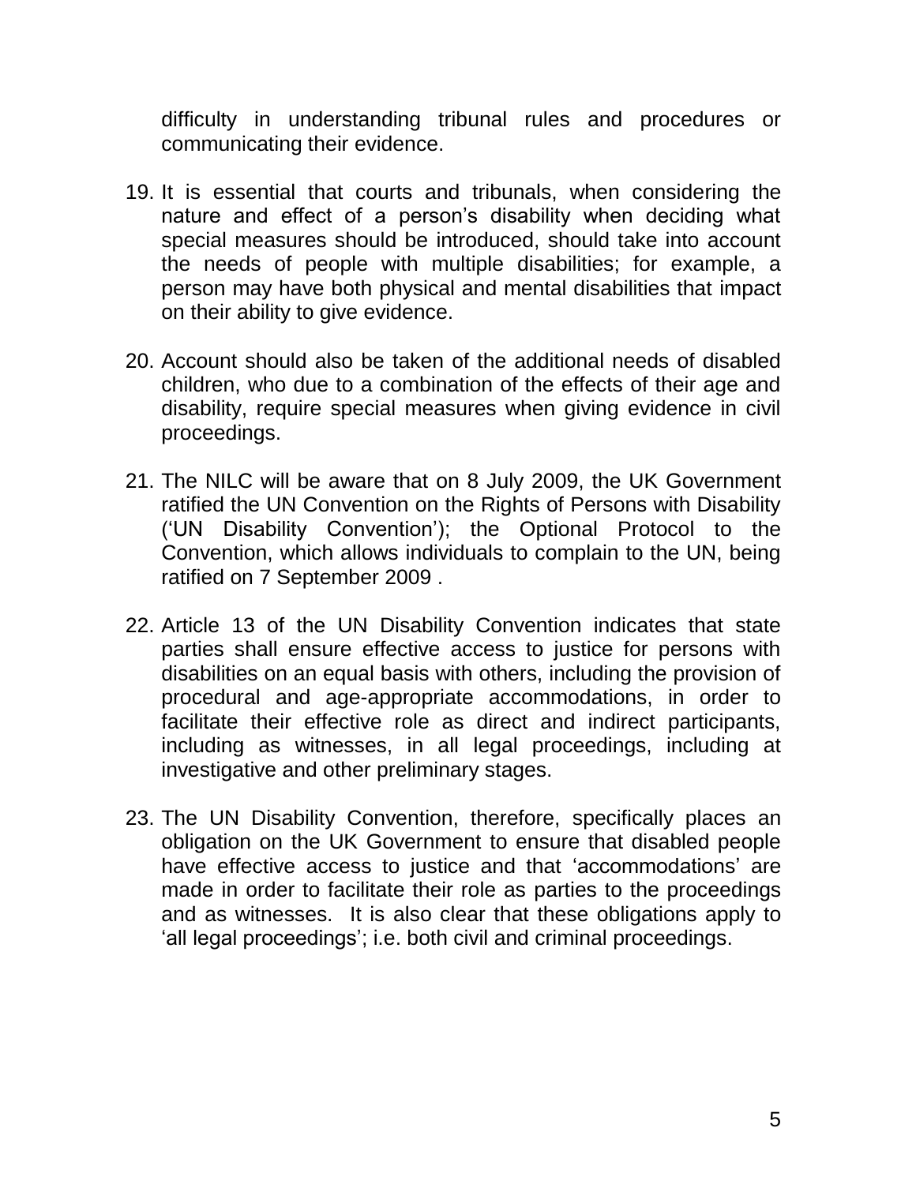difficulty in understanding tribunal rules and procedures or communicating their evidence.

19. It is essential that courts and tribunals, when considering the nature and effect of a person's disability when deciding what special measures should be introduced, should take into account the needs of people with multiple disabilities; for example, a person may have both physical and mental disabilities that impact on their ability to give evidence.

20. Account should also be taken of the additional needs of disabled children, who due to a combination of the effects of their age and disability, require special measures when giving evidence in civil proceedings.

21. The NILC will be aware that on 8 July 2009, the UK Government ratified the UN Convention on the Rights of Persons with Disability ('UN Disability Convention'); the Optional Protocol to the Convention, which allows individuals to complain to the UN, being ratified on 7 September 2009 .

22. Article 13 of the UN Disability Convention indicates that state parties shall ensure effective access to justice for persons with disabilities on an equal basis with others, including the provision of procedural and age-appropriate accommodations, in order to facilitate their effective role as direct and indirect participants, including as witnesses, in all legal proceedings, including at investigative and other preliminary stages.

23. The UN Disability Convention, therefore, specifically places an obligation on the UK Government to ensure that disabled people have effective access to justice and that 'accommodations' are made in order to facilitate their role as parties to the proceedings and as witnesses. It is also clear that these obligations apply to 'all legal proceedings'; i.e. both civil and criminal proceedings.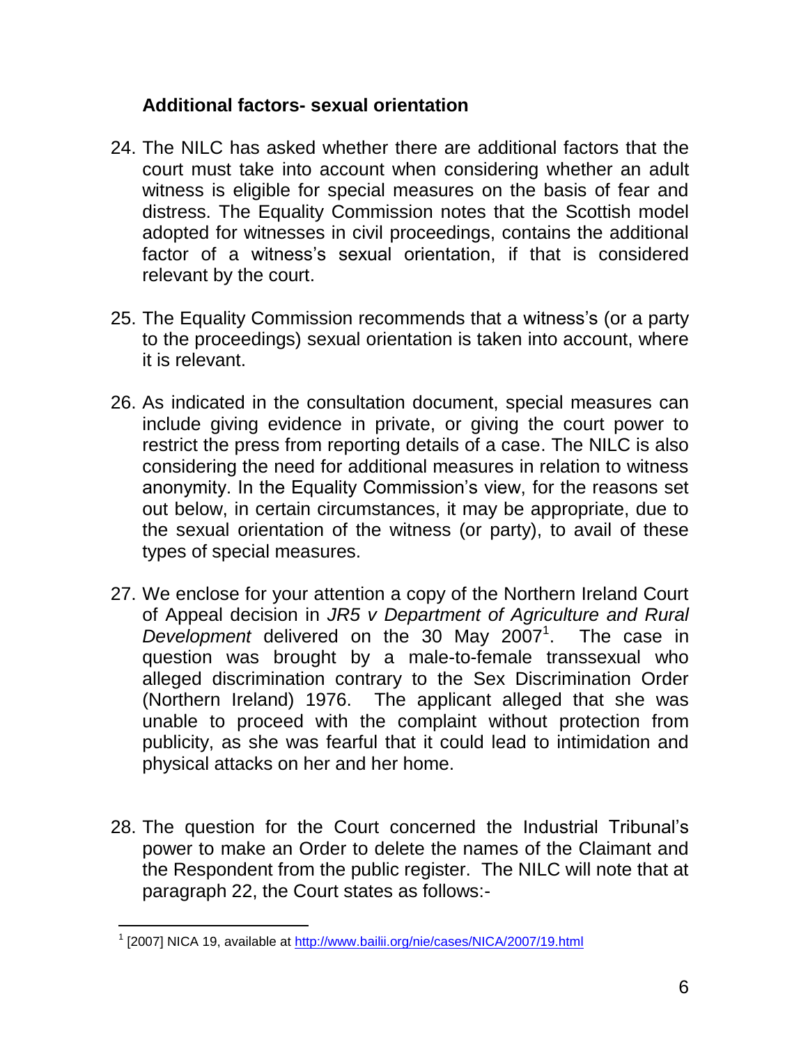### Additional factors- sexual orientation

24. The NILC has asked whether there are additional factors that the court must take into account when considering whether an adult witness is eligible for special measures on the basis of fear and distress. The Equality Commission notes that the Scottish model adopted for witnesses in civil proceedings, contains the additional factor of a witness's sexual orientation, if that is considered relevant by the court.

25. The Equality Commission recommends that a witness's (or a party to the proceedings) sexual orientation is taken into account, where it is relevant.

26. As indicated in the consultation document, special measures can include giving evidence in private, or giving the court power to restrict the press from reporting details of a case. The NILC is also considering the need for additional measures in relation to witness anonymity. In the Equality Commission's view, for the reasons set out below, in certain circumstances, it may be appropriate, due to the sexual orientation of the witness (or party), to avail of these types of special measures.

27. We enclose for your attention a copy of the Northern Ireland Court of Appeal decision in *JR5 v Department of Agriculture and Rural Development* delivered on the 30 May 2007[1]. The case in question was brought by a male-to-female transsexual who alleged discrimination contrary to the Sex Discrimination Order (Northern Ireland) 1976. The applicant alleged that she was unable to proceed with the complaint without protection from publicity, as she was fearful that it could lead to intimidation and physical attacks on her and her home.

28. The question for the Court concerned the Industrial Tribunal's power to make an Order to delete the names of the Claimant and the Respondent from the public register. The NILC will note that at paragraph 22, the Court states as follows:-

---

[1] [2007] NICA 19, available at http://www.bailii.org/nie/cases/NICA/2007/19.html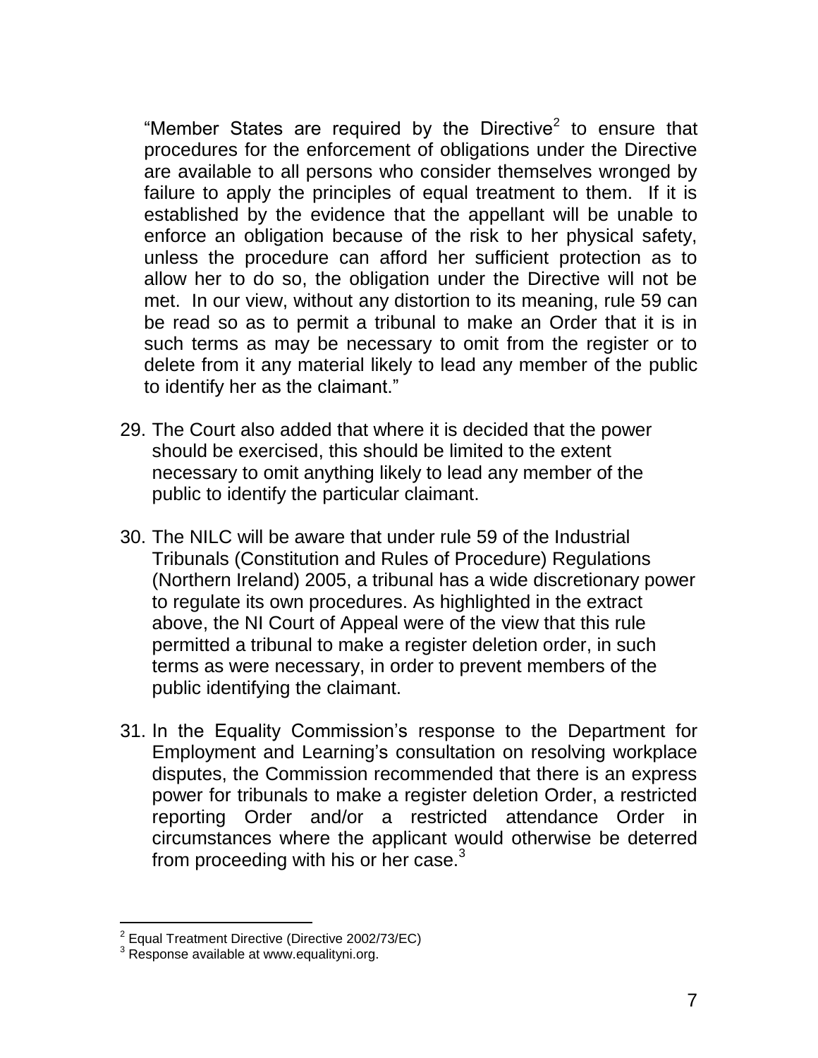> "Member States are required by the Directive[2] to ensure that procedures for the enforcement of obligations under the Directive are available to all persons who consider themselves wronged by failure to apply the principles of equal treatment to them. If it is established by the evidence that the appellant will be unable to enforce an obligation because of the risk to her physical safety, unless the procedure can afford her sufficient protection as to allow her to do so, the obligation under the Directive will not be met. In our view, without any distortion to its meaning, rule 59 can be read so as to permit a tribunal to make an Order that it is in such terms as may be necessary to omit from the register or to delete from it any material likely to lead any member of the public to identify her as the claimant."

29. The Court also added that where it is decided that the power should be exercised, this should be limited to the extent necessary to omit anything likely to lead any member of the public to identify the particular claimant.

30. The NILC will be aware that under rule 59 of the Industrial Tribunals (Constitution and Rules of Procedure) Regulations (Northern Ireland) 2005, a tribunal has a wide discretionary power to regulate its own procedures. As highlighted in the extract above, the NI Court of Appeal were of the view that this rule permitted a tribunal to make a register deletion order, in such terms as were necessary, in order to prevent members of the public identifying the claimant.

31. In the Equality Commission's response to the Department for Employment and Learning's consultation on resolving workplace disputes, the Commission recommended that there is an express power for tribunals to make a register deletion Order, a restricted reporting Order and/or a restricted attendance Order in circumstances where the applicant would otherwise be deterred from proceeding with his or her case.[3]

---

[2] Equal Treatment Directive (Directive 2002/73/EC)

[3] Response available at www.equalityni.org.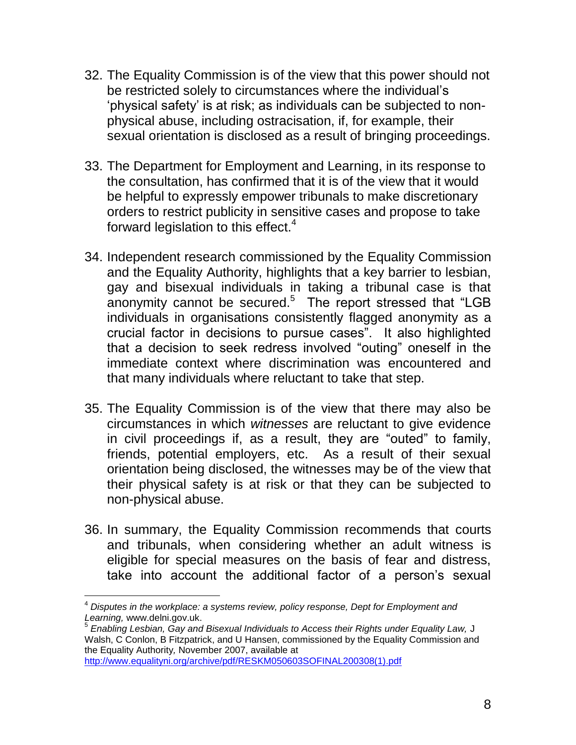32. The Equality Commission is of the view that this power should not be restricted solely to circumstances where the individual's 'physical safety' is at risk; as individuals can be subjected to non-physical abuse, including ostracisation, if, for example, their sexual orientation is disclosed as a result of bringing proceedings.

33. The Department for Employment and Learning, in its response to the consultation, has confirmed that it is of the view that it would be helpful to expressly empower tribunals to make discretionary orders to restrict publicity in sensitive cases and propose to take forward legislation to this effect.[4]

34. Independent research commissioned by the Equality Commission and the Equality Authority, highlights that a key barrier to lesbian, gay and bisexual individuals in taking a tribunal case is that anonymity cannot be secured.[5] The report stressed that "LGB individuals in organisations consistently flagged anonymity as a crucial factor in decisions to pursue cases". It also highlighted that a decision to seek redress involved "outing" oneself in the immediate context where discrimination was encountered and that many individuals where reluctant to take that step.

35. The Equality Commission is of the view that there may also be circumstances in which *witnesses* are reluctant to give evidence in civil proceedings if, as a result, they are "outed" to family, friends, potential employers, etc. As a result of their sexual orientation being disclosed, the witnesses may be of the view that their physical safety is at risk or that they can be subjected to non-physical abuse.

36. In summary, the Equality Commission recommends that courts and tribunals, when considering whether an adult witness is eligible for special measures on the basis of fear and distress, take into account the additional factor of a person's sexual

---

[4] *Disputes in the workplace: a systems review, policy response, Dept for Employment and Learning,* www.delni.gov.uk.

[5] *Enabling Lesbian, Gay and Bisexual Individuals to Access their Rights under Equality Law,* J Walsh, C Conlon, B Fitzpatrick, and U Hansen, commissioned by the Equality Commission and the Equality Authority, November 2007, available at http://www.equalityni.org/archive/pdf/RESKM050603SOFINAL200308(1).pdf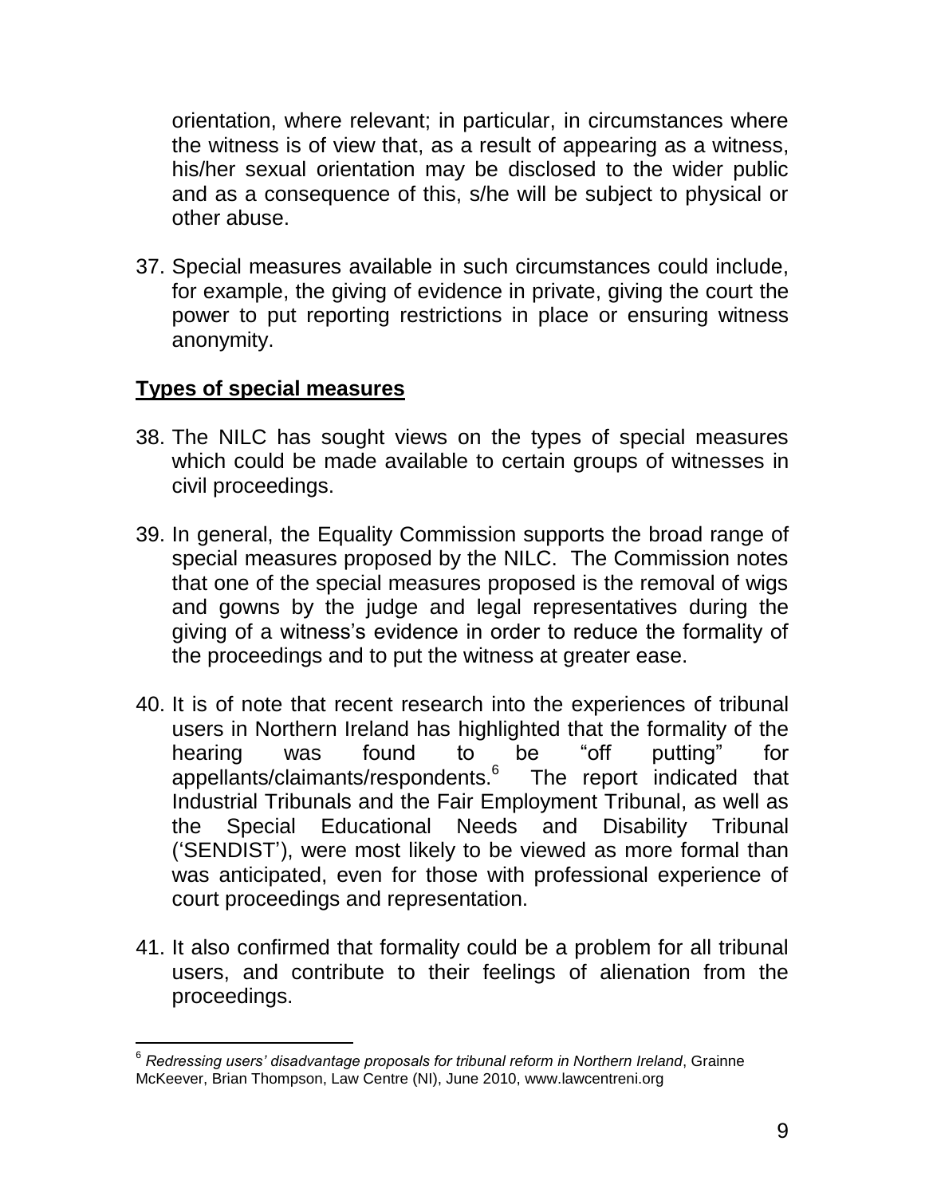orientation, where relevant; in particular, in circumstances where the witness is of view that, as a result of appearing as a witness, his/her sexual orientation may be disclosed to the wider public and as a consequence of this, s/he will be subject to physical or other abuse.

37. Special measures available in such circumstances could include, for example, the giving of evidence in private, giving the court the power to put reporting restrictions in place or ensuring witness anonymity.

**Types of special measures**

38. The NILC has sought views on the types of special measures which could be made available to certain groups of witnesses in civil proceedings.

39. In general, the Equality Commission supports the broad range of special measures proposed by the NILC. The Commission notes that one of the special measures proposed is the removal of wigs and gowns by the judge and legal representatives during the giving of a witness's evidence in order to reduce the formality of the proceedings and to put the witness at greater ease.

40. It is of note that recent research into the experiences of tribunal users in Northern Ireland has highlighted that the formality of the hearing was found to be "off putting" for appellants/claimants/respondents.[6] The report indicated that Industrial Tribunals and the Fair Employment Tribunal, as well as the Special Educational Needs and Disability Tribunal ('SENDIST'), were most likely to be viewed as more formal than was anticipated, even for those with professional experience of court proceedings and representation.

41. It also confirmed that formality could be a problem for all tribunal users, and contribute to their feelings of alienation from the proceedings.

---

[6] *Redressing users' disadvantage proposals for tribunal reform in Northern Ireland*, Grainne McKeever, Brian Thompson, Law Centre (NI), June 2010, www.lawcentreni.org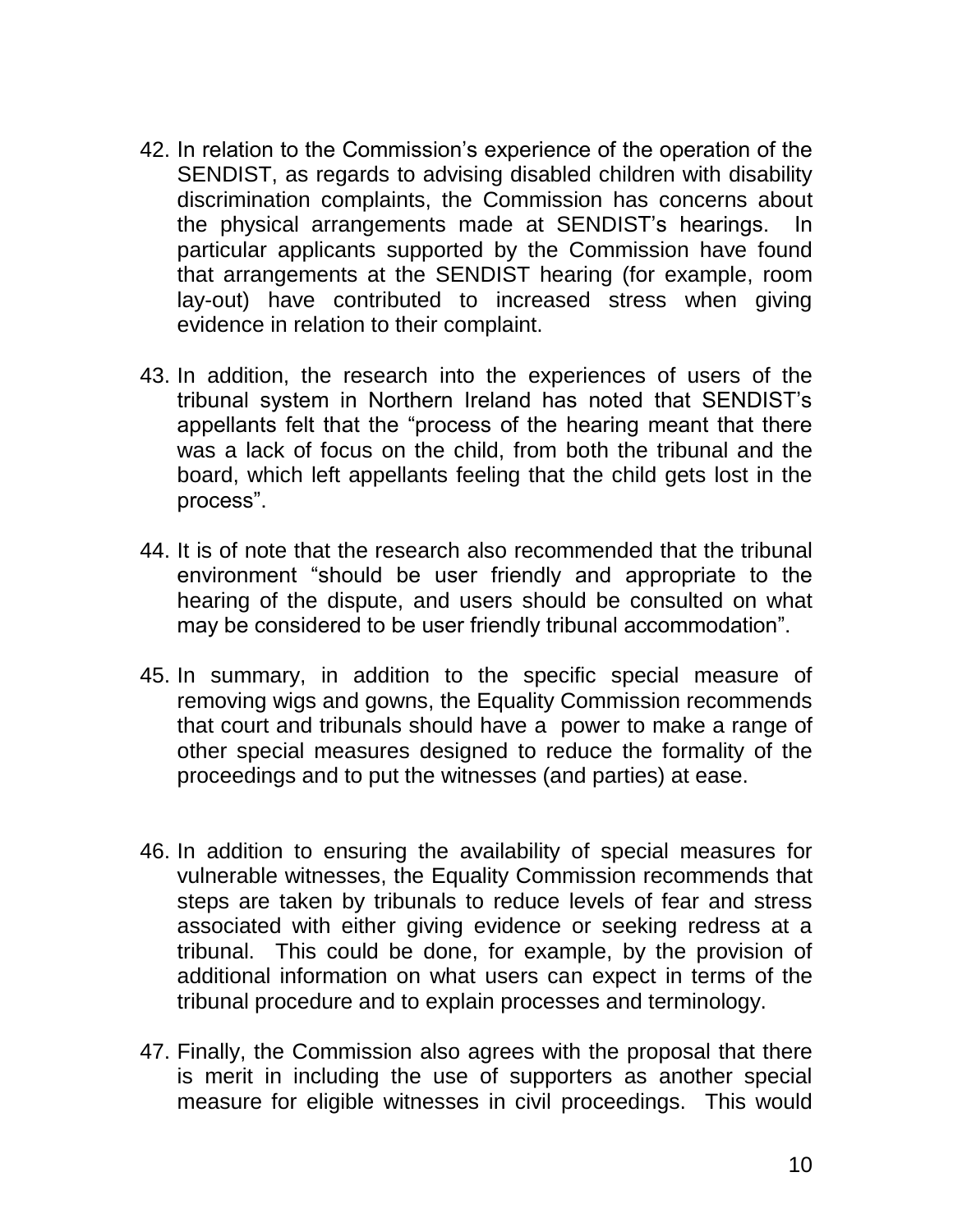42. In relation to the Commission's experience of the operation of the SENDIST, as regards to advising disabled children with disability discrimination complaints, the Commission has concerns about the physical arrangements made at SENDIST's hearings. In particular applicants supported by the Commission have found that arrangements at the SENDIST hearing (for example, room lay-out) have contributed to increased stress when giving evidence in relation to their complaint.

43. In addition, the research into the experiences of users of the tribunal system in Northern Ireland has noted that SENDIST's appellants felt that the "process of the hearing meant that there was a lack of focus on the child, from both the tribunal and the board, which left appellants feeling that the child gets lost in the process".

44. It is of note that the research also recommended that the tribunal environment "should be user friendly and appropriate to the hearing of the dispute, and users should be consulted on what may be considered to be user friendly tribunal accommodation".

45. In summary, in addition to the specific special measure of removing wigs and gowns, the Equality Commission recommends that court and tribunals should have a power to make a range of other special measures designed to reduce the formality of the proceedings and to put the witnesses (and parties) at ease.

46. In addition to ensuring the availability of special measures for vulnerable witnesses, the Equality Commission recommends that steps are taken by tribunals to reduce levels of fear and stress associated with either giving evidence or seeking redress at a tribunal. This could be done, for example, by the provision of additional information on what users can expect in terms of the tribunal procedure and to explain processes and terminology.

47. Finally, the Commission also agrees with the proposal that there is merit in including the use of supporters as another special measure for eligible witnesses in civil proceedings. This would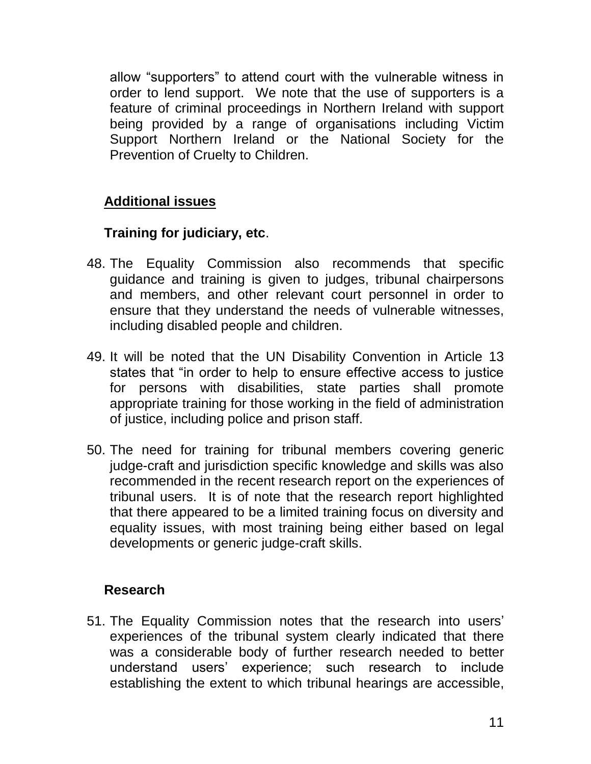allow “supporters” to attend court with the vulnerable witness in order to lend support. We note that the use of supporters is a feature of criminal proceedings in Northern Ireland with support being provided by a range of organisations including Victim Support Northern Ireland or the National Society for the Prevention of Cruelty to Children.

## Additional issues

### Training for judiciary, etc.

48. The Equality Commission also recommends that specific guidance and training is given to judges, tribunal chairpersons and members, and other relevant court personnel in order to ensure that they understand the needs of vulnerable witnesses, including disabled people and children.

49. It will be noted that the UN Disability Convention in Article 13 states that “in order to help to ensure effective access to justice for persons with disabilities, state parties shall promote appropriate training for those working in the field of administration of justice, including police and prison staff.

50. The need for training for tribunal members covering generic judge-craft and jurisdiction specific knowledge and skills was also recommended in the recent research report on the experiences of tribunal users. It is of note that the research report highlighted that there appeared to be a limited training focus on diversity and equality issues, with most training being either based on legal developments or generic judge-craft skills.

### Research

51. The Equality Commission notes that the research into users’ experiences of the tribunal system clearly indicated that there was a considerable body of further research needed to better understand users’ experience; such research to include establishing the extent to which tribunal hearings are accessible,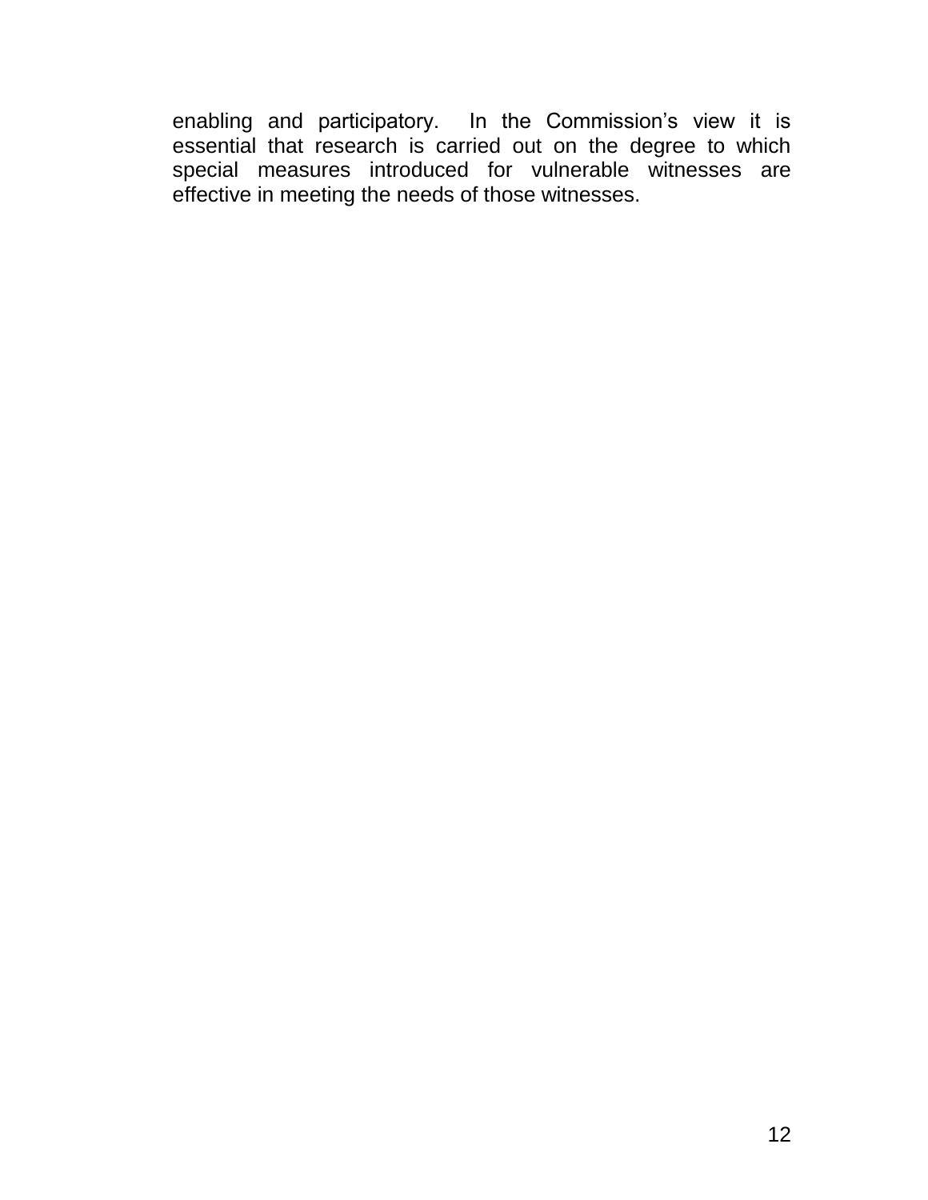enabling and participatory. In the Commission's view it is essential that research is carried out on the degree to which special measures introduced for vulnerable witnesses are effective in meeting the needs of those witnesses.